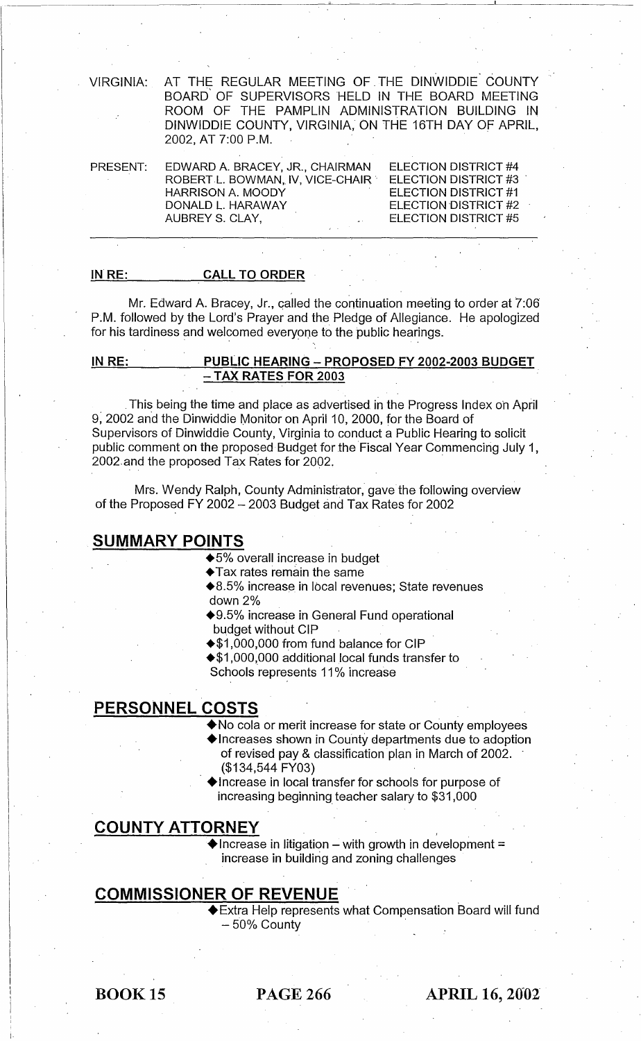VIRGINIA: AT THE REGULAR MEETING OF THE DINWIDDIE COUNTY BOARD OF SUPERVISORS HELD IN THE BOARD MEETING ROOM OF THE PAMPLIN ADMINISTRATION BUILDING IN DINWIDDIE COUNTY, VIRGINIA, ON THE 16TH DAY OF APRIL, 2002, AT 7:00 P.M.

| PRESENT: | | |
|---|---|---|
| | EDWARD A. BRACEY, JR., CHAIRMAN | ELECTION DISTRICT #4 |
| | ROBERT L. BOWMAN, IV, VICE-CHAIR | ELECTION DISTRICT #3 |
| | HARRISON A. MOODY | ELECTION DISTRICT #1 |
| | DONALD L. HARAWAY | ELECTION DISTRICT #2 |
| | AUBREY S. CLAY, | ELECTION DISTRICT #5 |

---

**IN RE: CALL TO ORDER**

Mr. Edward A. Bracey, Jr., called the continuation meeting to order at 7:06 P.M. followed by the Lord's Prayer and the Pledge of Allegiance. He apologized for his tardiness and welcomed everyone to the public hearings.

**IN RE: PUBLIC HEARING – PROPOSED FY 2002-2003 BUDGET – TAX RATES FOR 2003**

This being the time and place as advertised in the Progress Index on April 9, 2002 and the Dinwiddie Monitor on April 10, 2000, for the Board of Supervisors of Dinwiddie County, Virginia to conduct a Public Hearing to solicit public comment on the proposed Budget for the Fiscal Year Commencing July 1, 2002 and the proposed Tax Rates for 2002.

Mrs. Wendy Ralph, County Administrator, gave the following overview of the Proposed FY 2002 – 2003 Budget and Tax Rates for 2002

## SUMMARY POINTS

- 5% overall increase in budget
- Tax rates remain the same
- 8.5% increase in local revenues; State revenues down 2%
- 9.5% increase in General Fund operational budget without CIP
- $1,000,000 from fund balance for CIP
- $1,000,000 additional local funds transfer to Schools represents 11% increase

## PERSONNEL COSTS

- No cola or merit increase for state or County employees
- Increases shown in County departments due to adoption of revised pay & classification plan in March of 2002. ($134,544 FY03)
- Increase in local transfer for schools for purpose of increasing beginning teacher salary to $31,000

## COUNTY ATTORNEY

- Increase in litigation – with growth in development = increase in building and zoning challenges

## COMMISSIONER OF REVENUE

- Extra Help represents what Compensation Board will fund – 50% County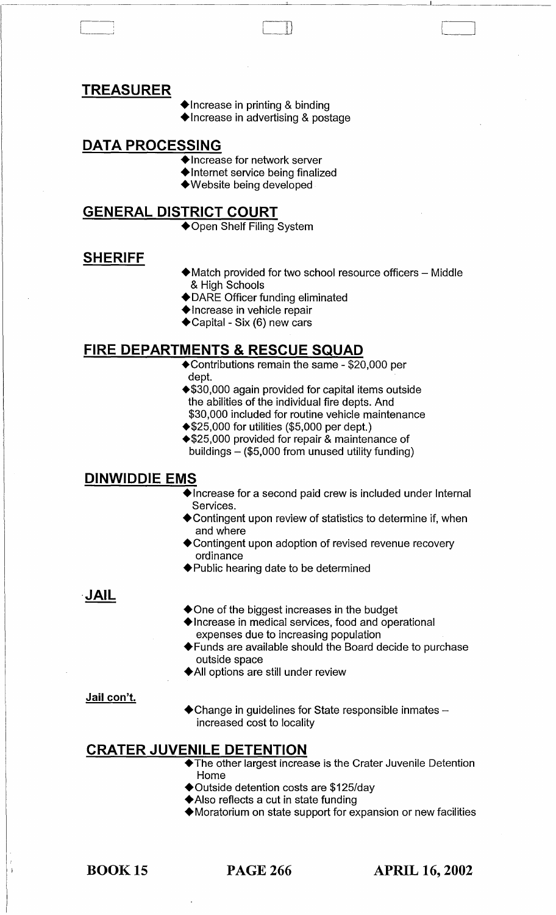## TREASURER

- ◆Increase in printing & binding
- ◆Increase in advertising & postage

## DATA PROCESSING

- ◆Increase for network server
- ◆Internet service being finalized
- ◆Website being developed

## GENERAL DISTRICT COURT

- ◆Open Shelf Filing System

## SHERIFF

- ◆Match provided for two school resource officers – Middle & High Schools
- ◆DARE Officer funding eliminated
- ◆Increase in vehicle repair
- ◆Capital - Six (6) new cars

## FIRE DEPARTMENTS & RESCUE SQUAD

- ◆Contributions remain the same - $20,000 per dept.
- ◆$30,000 again provided for capital items outside the abilities of the individual fire depts. And $30,000 included for routine vehicle maintenance
- ◆$25,000 for utilities ($5,000 per dept.)
- ◆$25,000 provided for repair & maintenance of buildings – ($5,000 from unused utility funding)

## DINWIDDIE EMS

- ◆Increase for a second paid crew is included under Internal Services.
- ◆Contingent upon review of statistics to determine if, when and where
- ◆Contingent upon adoption of revised revenue recovery ordinance
- ◆Public hearing date to be determined

## JAIL

- ◆One of the biggest increases in the budget
- ◆Increase in medical services, food and operational expenses due to increasing population
- ◆Funds are available should the Board decide to purchase outside space
- ◆All options are still under review

**Jail con't.**

- ◆Change in guidelines for State responsible inmates – increased cost to locality

## CRATER JUVENILE DETENTION

- ◆The other largest increase is the Crater Juvenile Detention Home
- ◆Outside detention costs are $125/day
- ◆Also reflects a cut in state funding
- ◆Moratorium on state support for expansion or new facilities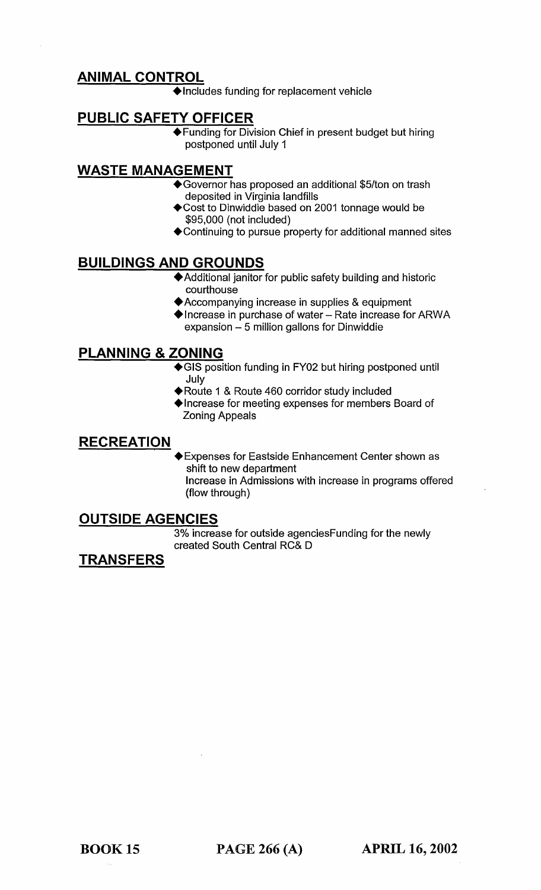## ANIMAL CONTROL

- ◆Includes funding for replacement vehicle

## PUBLIC SAFETY OFFICER

- ◆Funding for Division Chief in present budget but hiring postponed until July 1

## WASTE MANAGEMENT

- ◆Governor has proposed an additional $5/ton on trash deposited in Virginia landfills
- ◆Cost to Dinwiddie based on 2001 tonnage would be $95,000 (not included)
- ◆Continuing to pursue property for additional manned sites

## BUILDINGS AND GROUNDS

- ◆Additional janitor for public safety building and historic courthouse
- ◆Accompanying increase in supplies & equipment
- ◆Increase in purchase of water – Rate increase for ARWA expansion – 5 million gallons for Dinwiddie

## PLANNING & ZONING

- ◆GIS position funding in FY02 but hiring postponed until July
- ◆Route 1 & Route 460 corridor study included
- ◆Increase for meeting expenses for members Board of Zoning Appeals

## RECREATION

- ◆Expenses for Eastside Enhancement Center shown as shift to new department
  Increase in Admissions with increase in programs offered (flow through)

## OUTSIDE AGENCIES

3% increase for outside agenciesFunding for the newly created South Central RC& D

## TRANSFERS

**BOOK 15** **PAGE 266 (A)** **APRIL 16, 2002**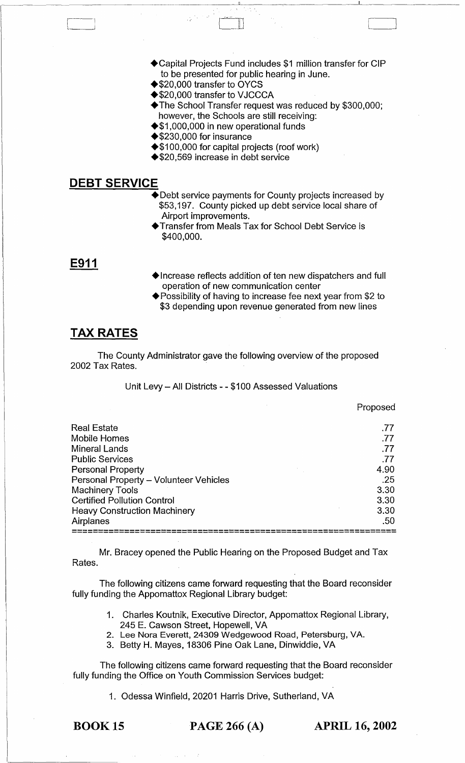- ◆Capital Projects Fund includes $1 million transfer for CIP to be presented for public hearing in June.
- ◆$20,000 transfer to OYCS
- ◆$20,000 transfer to VJCCCA
- ◆The School Transfer request was reduced by $300,000; however, the Schools are still receiving:
- ◆$1,000,000 in new operational funds
- ◆$230,000 for insurance
- ◆$100,000 for capital projects (roof work)
- ◆$20,569 increase in debt service

## DEBT SERVICE

- ◆Debt service payments for County projects increased by $53,197. County picked up debt service local share of Airport improvements.
- ◆Transfer from Meals Tax for School Debt Service is $400,000.

## E911

- ◆Increase reflects addition of ten new dispatchers and full operation of new communication center
- ◆Possibility of having to increase fee next year from $2 to $3 depending upon revenue generated from new lines

## TAX RATES

The County Administrator gave the following overview of the proposed 2002 Tax Rates.

Unit Levy – All Districts - - $100 Assessed Valuations

| | Proposed |
|---|---|
| Real Estate | .77 |
| Mobile Homes | .77 |
| Mineral Lands | .77 |
| Public Services | .77 |
| Personal Property | 4.90 |
| Personal Property – Volunteer Vehicles | .25 |
| Machinery Tools | 3.30 |
| Certified Pollution Control | 3.30 |
| Heavy Construction Machinery | 3.30 |
| Airplanes | .50 |

Mr. Bracey opened the Public Hearing on the Proposed Budget and Tax Rates.

The following citizens came forward requesting that the Board reconsider fully funding the Appomattox Regional Library budget:

1. Charles Koutnik, Executive Director, Appomattox Regional Library, 245 E. Cawson Street, Hopewell, VA
2. Lee Nora Everett, 24309 Wedgewood Road, Petersburg, VA.
3. Betty H. Mayes, 18306 Pine Oak Lane, Dinwiddie, VA

The following citizens came forward requesting that the Board reconsider fully funding the Office on Youth Commission Services budget:

1. Odessa Winfield, 20201 Harris Drive, Sutherland, VA

BOOK 15 PAGE 266 (A) APRIL 16, 2002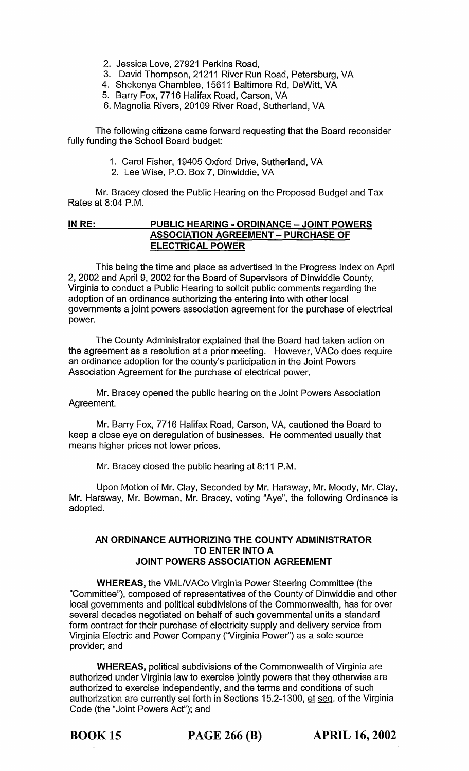2. Jessica Love, 27921 Perkins Road,
3. David Thompson, 21211 River Run Road, Petersburg, VA
4. Shekenya Chamblee, 15611 Baltimore Rd, DeWitt, VA
5. Barry Fox, 7716 Halifax Road, Carson, VA
6. Magnolia Rivers, 20109 River Road, Sutherland, VA

The following citizens came forward requesting that the Board reconsider fully funding the School Board budget:

1. Carol Fisher, 19405 Oxford Drive, Sutherland, VA
2. Lee Wise, P.O. Box 7, Dinwiddie, VA

Mr. Bracey closed the Public Hearing on the Proposed Budget and Tax Rates at 8:04 P.M.

**IN RE: PUBLIC HEARING - ORDINANCE – JOINT POWERS ASSOCIATION AGREEMENT – PURCHASE OF ELECTRICAL POWER**

This being the time and place as advertised in the Progress Index on April 2, 2002 and April 9, 2002 for the Board of Supervisors of Dinwiddie County, Virginia to conduct a Public Hearing to solicit public comments regarding the adoption of an ordinance authorizing the entering into with other local governments a joint powers association agreement for the purchase of electrical power.

The County Administrator explained that the Board had taken action on the agreement as a resolution at a prior meeting. However, VACo does require an ordinance adoption for the county's participation in the Joint Powers Association Agreement for the purchase of electrical power.

Mr. Bracey opened the public hearing on the Joint Powers Association Agreement.

Mr. Barry Fox, 7716 Halifax Road, Carson, VA, cautioned the Board to keep a close eye on deregulation of businesses. He commented usually that means higher prices not lower prices.

Mr. Bracey closed the public hearing at 8:11 P.M.

Upon Motion of Mr. Clay, Seconded by Mr. Haraway, Mr. Moody, Mr. Clay, Mr. Haraway, Mr. Bowman, Mr. Bracey, voting "Aye", the following Ordinance is adopted.

**AN ORDINANCE AUTHORIZING THE COUNTY ADMINISTRATOR TO ENTER INTO A JOINT POWERS ASSOCIATION AGREEMENT**

**WHEREAS,** the VML/VACo Virginia Power Steering Committee (the "Committee"), composed of representatives of the County of Dinwiddie and other local governments and political subdivisions of the Commonwealth, has for over several decades negotiated on behalf of such governmental units a standard form contract for their purchase of electricity supply and delivery service from Virginia Electric and Power Company ("Virginia Power") as a sole source provider; and

**WHEREAS,** political subdivisions of the Commonwealth of Virginia are authorized under Virginia law to exercise jointly powers that they otherwise are authorized to exercise independently, and the terms and conditions of such authorization are currently set forth in Sections 15.2-1300, et seq. of the Virginia Code (the "Joint Powers Act"); and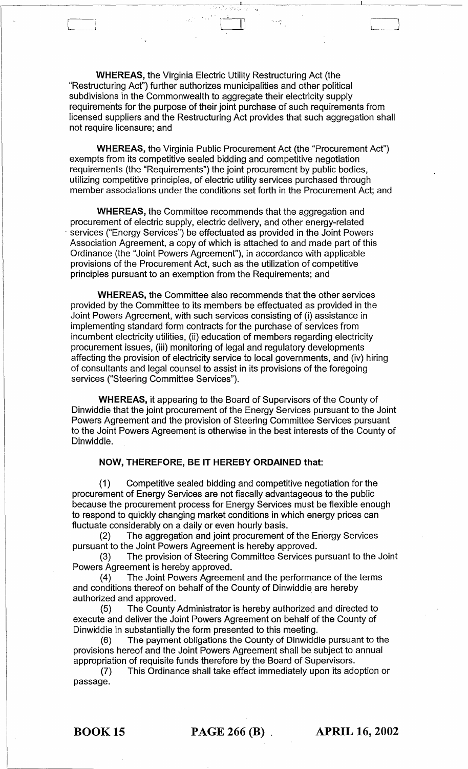**WHEREAS,** the Virginia Electric Utility Restructuring Act (the "Restructuring Act") further authorizes municipalities and other political subdivisions in the Commonwealth to aggregate their electricity supply requirements for the purpose of their joint purchase of such requirements from licensed suppliers and the Restructuring Act provides that such aggregation shall not require licensure; and

**WHEREAS,** the Virginia Public Procurement Act (the "Procurement Act") exempts from its competitive sealed bidding and competitive negotiation requirements (the "Requirements") the joint procurement by public bodies, utilizing competitive principles, of electric utility services purchased through member associations under the conditions set forth in the Procurement Act; and

**WHEREAS,** the Committee recommends that the aggregation and procurement of electric supply, electric delivery, and other energy-related services ("Energy Services") be effectuated as provided in the Joint Powers Association Agreement, a copy of which is attached to and made part of this Ordinance (the "Joint Powers Agreement"), in accordance with applicable provisions of the Procurement Act, such as the utilization of competitive principles pursuant to an exemption from the Requirements; and

**WHEREAS,** the Committee also recommends that the other services provided by the Committee to its members be effectuated as provided in the Joint Powers Agreement, with such services consisting of (i) assistance in implementing standard form contracts for the purchase of services from incumbent electricity utilities, (ii) education of members regarding electricity procurement issues, (iii) monitoring of legal and regulatory developments affecting the provision of electricity service to local governments, and (iv) hiring of consultants and legal counsel to assist in its provisions of the foregoing services ("Steering Committee Services").

**WHEREAS,** it appearing to the Board of Supervisors of the County of Dinwiddie that the joint procurement of the Energy Services pursuant to the Joint Powers Agreement and the provision of Steering Committee Services pursuant to the Joint Powers Agreement is otherwise in the best interests of the County of Dinwiddie.

**NOW, THEREFORE, BE IT HEREBY ORDAINED that:**

(1) Competitive sealed bidding and competitive negotiation for the procurement of Energy Services are not fiscally advantageous to the public because the procurement process for Energy Services must be flexible enough to respond to quickly changing market conditions in which energy prices can fluctuate considerably on a daily or even hourly basis.

(2) The aggregation and joint procurement of the Energy Services pursuant to the Joint Powers Agreement is hereby approved.

(3) The provision of Steering Committee Services pursuant to the Joint Powers Agreement is hereby approved.

(4) The Joint Powers Agreement and the performance of the terms and conditions thereof on behalf of the County of Dinwiddie are hereby authorized and approved.

(5) The County Administrator is hereby authorized and directed to execute and deliver the Joint Powers Agreement on behalf of the County of Dinwiddie in substantially the form presented to this meeting.

(6) The payment obligations the County of Dinwiddie pursuant to the provisions hereof and the Joint Powers Agreement shall be subject to annual appropriation of requisite funds therefore by the Board of Supervisors.

(7) This Ordinance shall take effect immediately upon its adoption or passage.

**BOOK 15** **PAGE 266 (B)** **APRIL 16, 2002**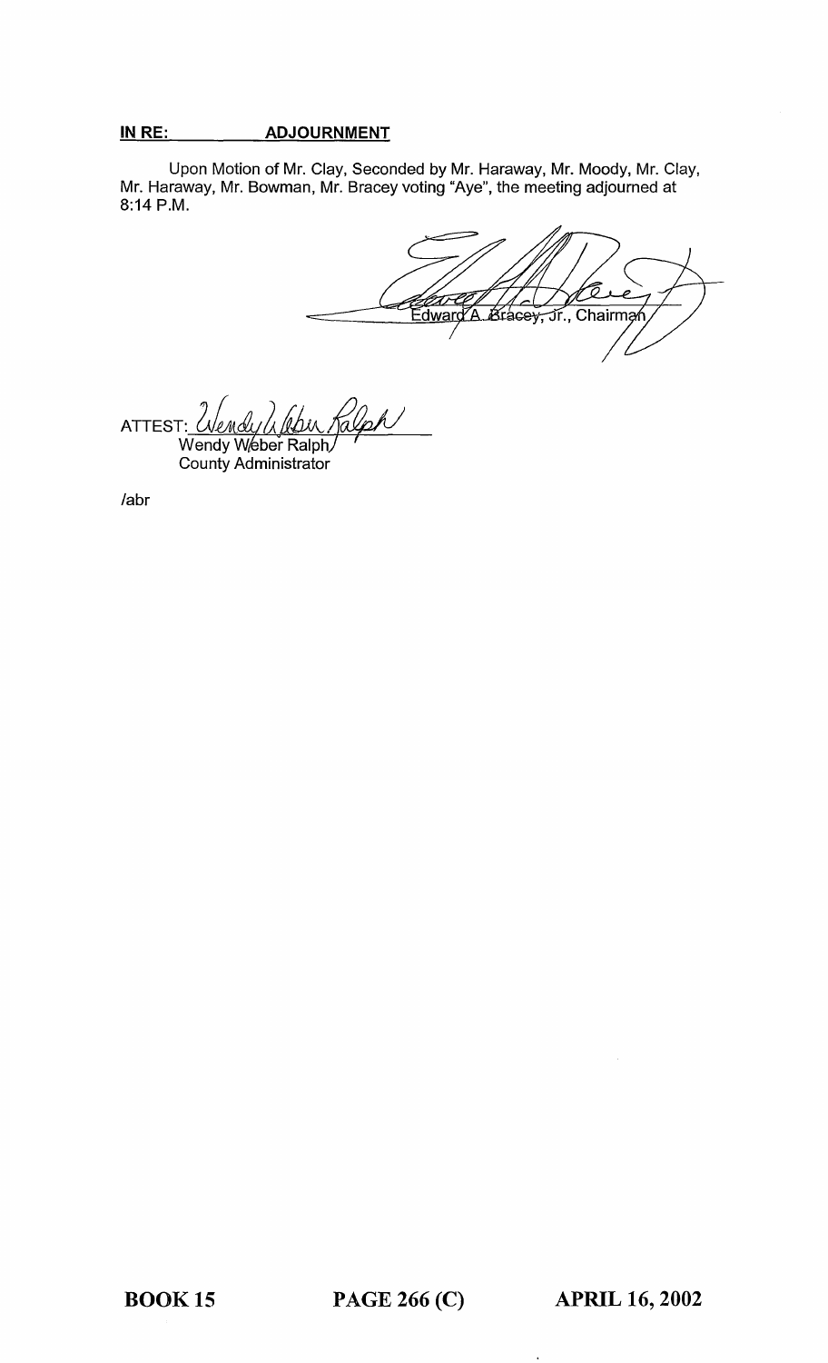**IN RE: ADJOURNMENT**

Upon Motion of Mr. Clay, Seconded by Mr. Haraway, Mr. Moody, Mr. Clay, Mr. Haraway, Mr. Bowman, Mr. Bracey voting "Aye", the meeting adjourned at 8:14 P.M.

Edward A. Bracey, Jr., Chairman

ATTEST: Wendy Weber Ralph
Wendy Weber Ralph
County Administrator

/abr

BOOK 15 PAGE 266 (C) APRIL 16, 2002